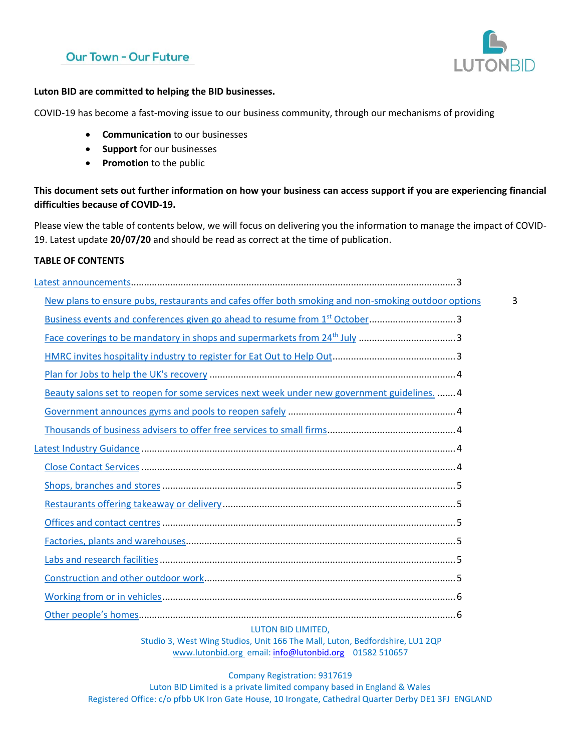Our Town - Our Future

LUTONBID

**Luton BID are committed to helping the BID businesses.**

COVID-19 has become a fast-moving issue to our business community, through our mechanisms of providing

- **Communication** to our businesses
- **Support** for our businesses
- **Promotion** to the public

**This document sets out further information on how your business can access support if you are experiencing financial difficulties because of COVID-19.**

Please view the table of contents below, we will focus on delivering you the information to manage the impact of COVID-19. Latest update **20/07/20** and should be read as correct at the time of publication.

**TABLE OF CONTENTS**

- Latest announcements .......... 3
  - New plans to ensure pubs, restaurants and cafes offer both smoking and non-smoking outdoor options .......... 3
  - Business events and conferences given go ahead to resume from 1st October .......... 3
  - Face coverings to be mandatory in shops and supermarkets from 24th July .......... 3
  - HMRC invites hospitality industry to register for Eat Out to Help Out .......... 3
  - Plan for Jobs to help the UK's recovery .......... 4
  - Beauty salons set to reopen for some services next week under new government guidelines. .......... 4
  - Government announces gyms and pools to reopen safely .......... 4
  - Thousands of business advisers to offer free services to small firms .......... 4
- Latest Industry Guidance .......... 4
  - Close Contact Services .......... 4
  - Shops, branches and stores .......... 5
  - Restaurants offering takeaway or delivery .......... 5
  - Offices and contact centres .......... 5
  - Factories, plants and warehouses .......... 5
  - Labs and research facilities .......... 5
  - Construction and other outdoor work .......... 5
  - Working from or in vehicles .......... 6
  - Other people's homes .......... 6

LUTON BID LIMITED,
Studio 3, West Wing Studios, Unit 166 The Mall, Luton, Bedfordshire, LU1 2QP
www.lutonbid.org email: info@lutonbid.org 01582 510657

Company Registration: 9317619
Luton BID Limited is a private limited company based in England & Wales
Registered Office: c/o pfbb UK Iron Gate House, 10 Irongate, Cathedral Quarter Derby DE1 3FJ ENGLAND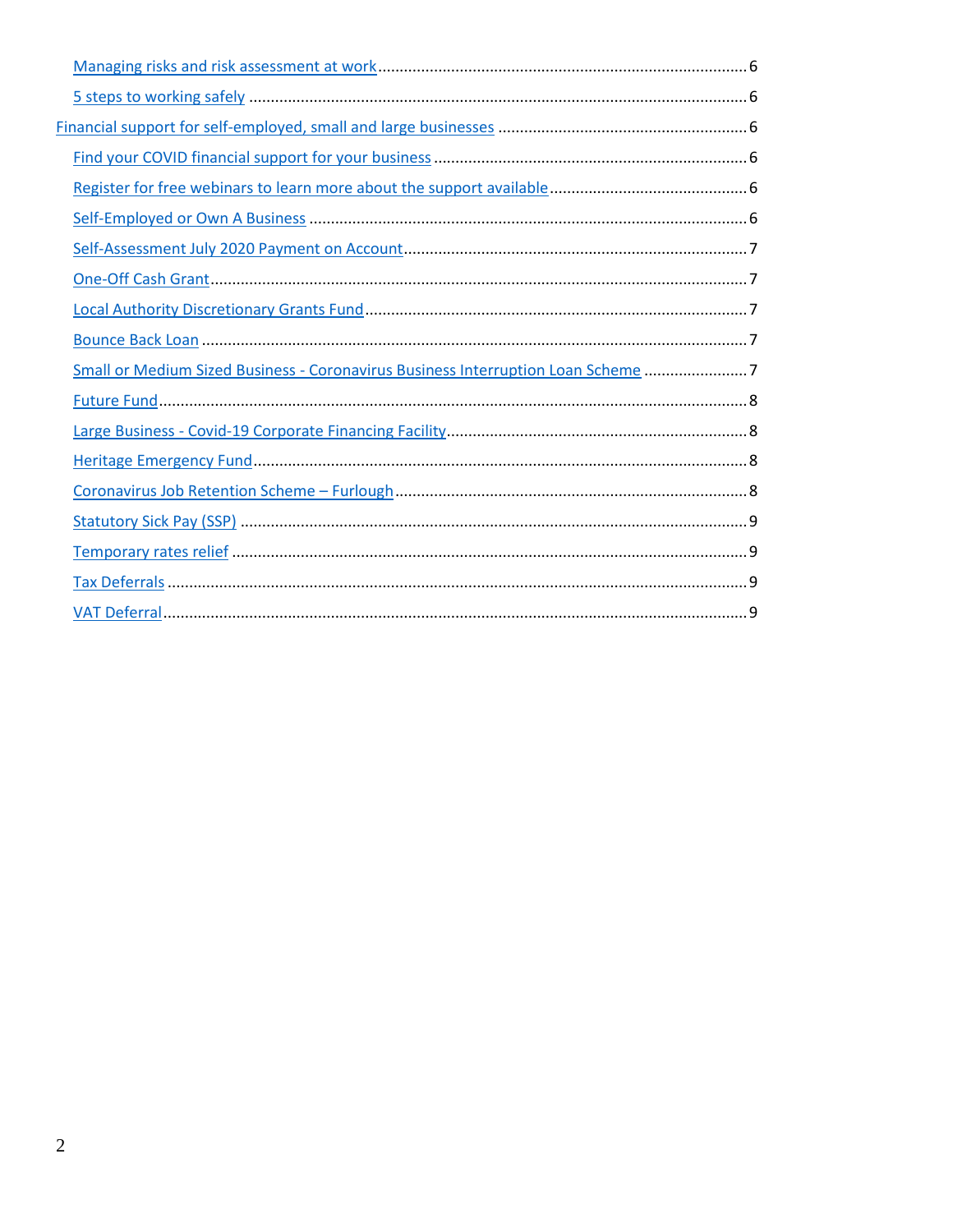- Managing risks and risk assessment at work ........ 6
- 5 steps to working safely ........ 6

Financial support for self-employed, small and large businesses ........ 6

- Find your COVID financial support for your business ........ 6
- Register for free webinars to learn more about the support available ........ 6
- Self-Employed or Own A Business ........ 6
- Self-Assessment July 2020 Payment on Account ........ 7
- One-Off Cash Grant ........ 7
- Local Authority Discretionary Grants Fund ........ 7
- Bounce Back Loan ........ 7
- Small or Medium Sized Business - Coronavirus Business Interruption Loan Scheme ........ 7
- Future Fund ........ 8
- Large Business - Covid-19 Corporate Financing Facility ........ 8
- Heritage Emergency Fund ........ 8
- Coronavirus Job Retention Scheme – Furlough ........ 8
- Statutory Sick Pay (SSP) ........ 9
- Temporary rates relief ........ 9
- Tax Deferrals ........ 9
- VAT Deferral ........ 9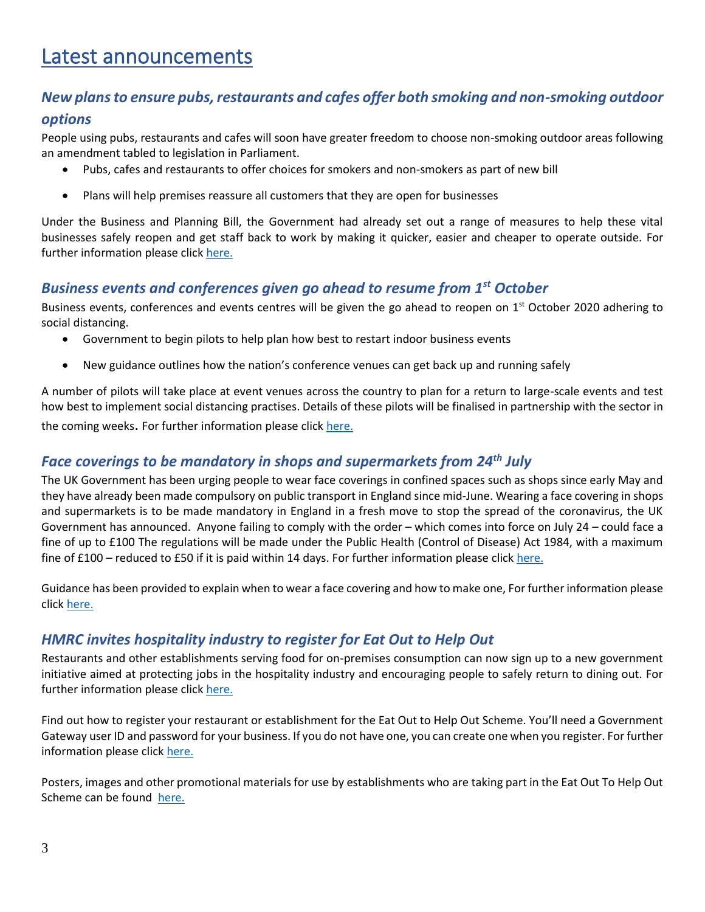# Latest announcements

## *New plans to ensure pubs, restaurants and cafes offer both smoking and non-smoking outdoor options*

People using pubs, restaurants and cafes will soon have greater freedom to choose non-smoking outdoor areas following an amendment tabled to legislation in Parliament.

- Pubs, cafes and restaurants to offer choices for smokers and non-smokers as part of new bill
- Plans will help premises reassure all customers that they are open for businesses

Under the Business and Planning Bill, the Government had already set out a range of measures to help these vital businesses safely reopen and get staff back to work by making it quicker, easier and cheaper to operate outside. For further information please click here.

## *Business events and conferences given go ahead to resume from 1st October*

Business events, conferences and events centres will be given the go ahead to reopen on 1st October 2020 adhering to social distancing.

- Government to begin pilots to help plan how best to restart indoor business events
- New guidance outlines how the nation's conference venues can get back up and running safely

A number of pilots will take place at event venues across the country to plan for a return to large-scale events and test how best to implement social distancing practises. Details of these pilots will be finalised in partnership with the sector in the coming weeks. For further information please click here.

## *Face coverings to be mandatory in shops and supermarkets from 24th July*

The UK Government has been urging people to wear face coverings in confined spaces such as shops since early May and they have already been made compulsory on public transport in England since mid-June. Wearing a face covering in shops and supermarkets is to be made mandatory in England in a fresh move to stop the spread of the coronavirus, the UK Government has announced. Anyone failing to comply with the order – which comes into force on July 24 – could face a fine of up to £100 The regulations will be made under the Public Health (Control of Disease) Act 1984, with a maximum fine of £100 – reduced to £50 if it is paid within 14 days. For further information please click here.

Guidance has been provided to explain when to wear a face covering and how to make one, For further information please click here.

## *HMRC invites hospitality industry to register for Eat Out to Help Out*

Restaurants and other establishments serving food for on-premises consumption can now sign up to a new government initiative aimed at protecting jobs in the hospitality industry and encouraging people to safely return to dining out. For further information please click here.

Find out how to register your restaurant or establishment for the Eat Out to Help Out Scheme. You'll need a Government Gateway user ID and password for your business. If you do not have one, you can create one when you register. For further information please click here.

Posters, images and other promotional materials for use by establishments who are taking part in the Eat Out To Help Out Scheme can be found here.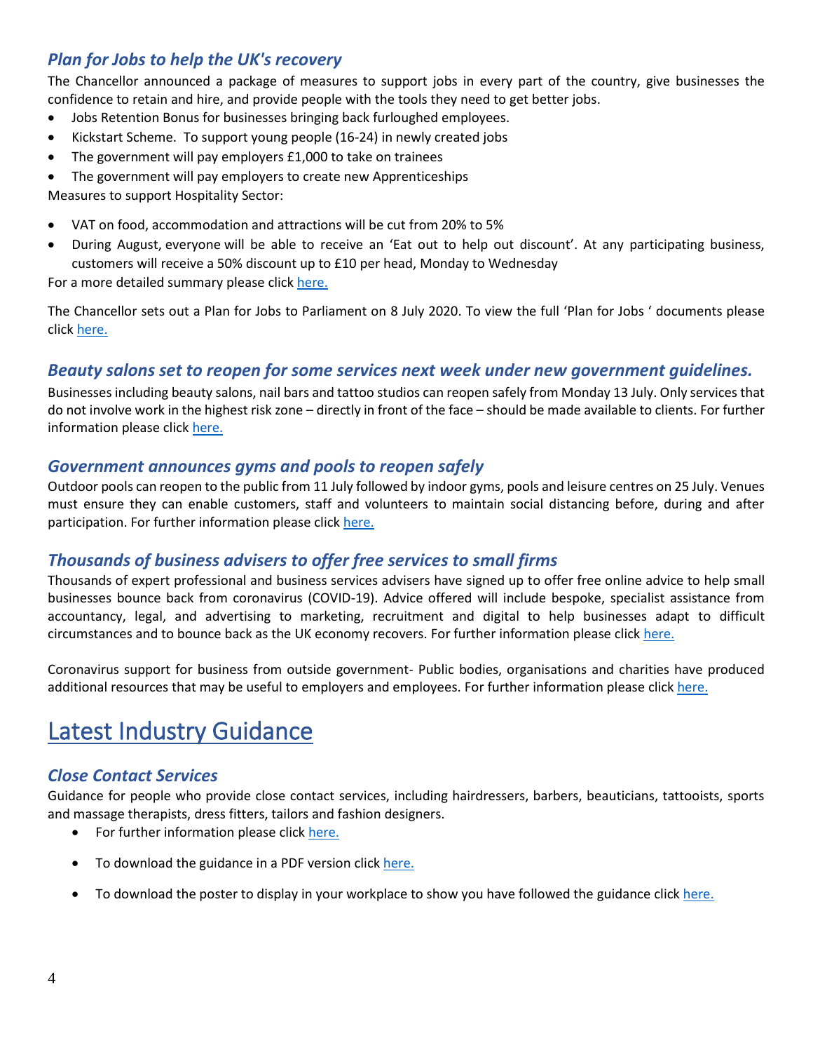### *Plan for Jobs to help the UK's recovery*

The Chancellor announced a package of measures to support jobs in every part of the country, give businesses the confidence to retain and hire, and provide people with the tools they need to get better jobs.

- Jobs Retention Bonus for businesses bringing back furloughed employees.
- Kickstart Scheme. To support young people (16-24) in newly created jobs
- The government will pay employers £1,000 to take on trainees
- The government will pay employers to create new Apprenticeships

Measures to support Hospitality Sector:

- VAT on food, accommodation and attractions will be cut from 20% to 5%
- During August, everyone will be able to receive an 'Eat out to help out discount'. At any participating business, customers will receive a 50% discount up to £10 per head, Monday to Wednesday

For a more detailed summary please click here.

The Chancellor sets out a Plan for Jobs to Parliament on 8 July 2020. To view the full 'Plan for Jobs ' documents please click here.

### *Beauty salons set to reopen for some services next week under new government guidelines.*

Businesses including beauty salons, nail bars and tattoo studios can reopen safely from Monday 13 July. Only services that do not involve work in the highest risk zone – directly in front of the face – should be made available to clients. For further information please click here.

### *Government announces gyms and pools to reopen safely*

Outdoor pools can reopen to the public from 11 July followed by indoor gyms, pools and leisure centres on 25 July. Venues must ensure they can enable customers, staff and volunteers to maintain social distancing before, during and after participation. For further information please click here.

### *Thousands of business advisers to offer free services to small firms*

Thousands of expert professional and business services advisers have signed up to offer free online advice to help small businesses bounce back from coronavirus (COVID-19). Advice offered will include bespoke, specialist assistance from accountancy, legal, and advertising to marketing, recruitment and digital to help businesses adapt to difficult circumstances and to bounce back as the UK economy recovers. For further information please click here.

Coronavirus support for business from outside government- Public bodies, organisations and charities have produced additional resources that may be useful to employers and employees. For further information please click here.

# Latest Industry Guidance

### *Close Contact Services*

Guidance for people who provide close contact services, including hairdressers, barbers, beauticians, tattooists, sports and massage therapists, dress fitters, tailors and fashion designers.

- For further information please click here.
- To download the guidance in a PDF version click here.
- To download the poster to display in your workplace to show you have followed the guidance click here.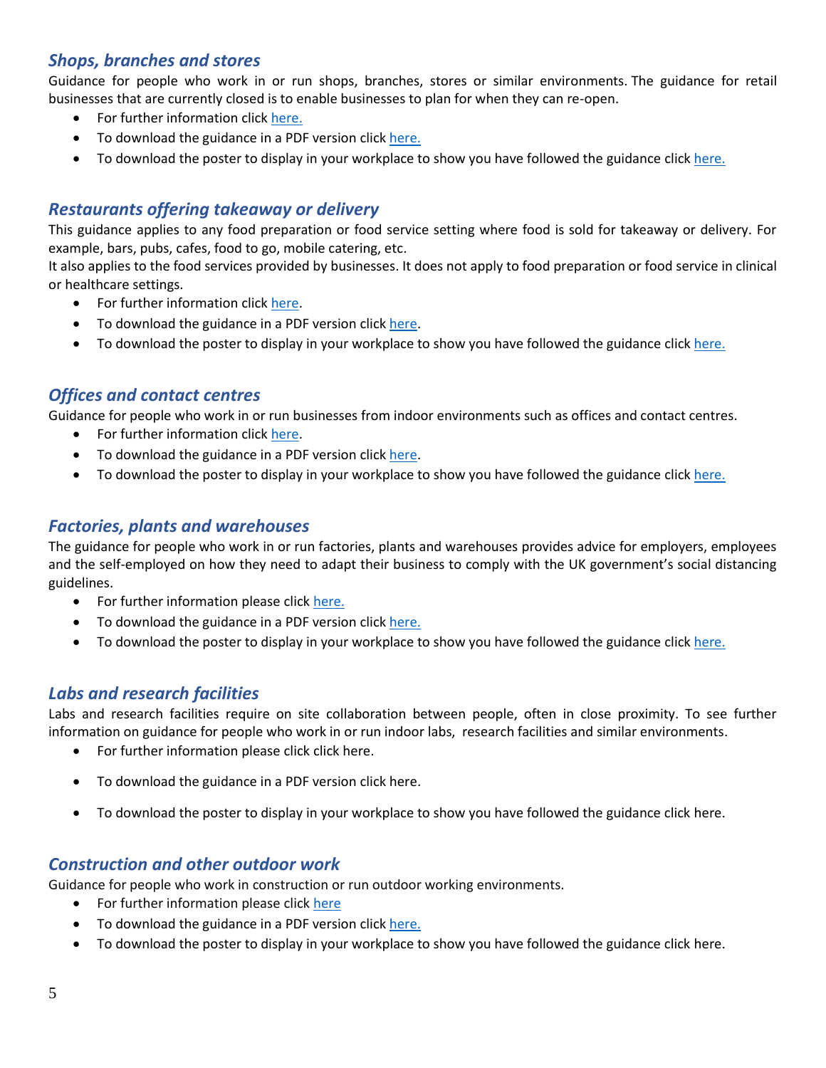### *Shops, branches and stores*

Guidance for people who work in or run shops, branches, stores or similar environments. The guidance for retail businesses that are currently closed is to enable businesses to plan for when they can re-open.

- For further information click here.
- To download the guidance in a PDF version click here.
- To download the poster to display in your workplace to show you have followed the guidance click here.

### *Restaurants offering takeaway or delivery*

This guidance applies to any food preparation or food service setting where food is sold for takeaway or delivery. For example, bars, pubs, cafes, food to go, mobile catering, etc.

It also applies to the food services provided by businesses. It does not apply to food preparation or food service in clinical or healthcare settings.

- For further information click here.
- To download the guidance in a PDF version click here.
- To download the poster to display in your workplace to show you have followed the guidance click here.

### *Offices and contact centres*

Guidance for people who work in or run businesses from indoor environments such as offices and contact centres.

- For further information click here.
- To download the guidance in a PDF version click here.
- To download the poster to display in your workplace to show you have followed the guidance click here.

### *Factories, plants and warehouses*

The guidance for people who work in or run factories, plants and warehouses provides advice for employers, employees and the self-employed on how they need to adapt their business to comply with the UK government's social distancing guidelines.

- For further information please click here.
- To download the guidance in a PDF version click here.
- To download the poster to display in your workplace to show you have followed the guidance click here.

### *Labs and research facilities*

Labs and research facilities require on site collaboration between people, often in close proximity. To see further information on guidance for people who work in or run indoor labs, research facilities and similar environments.

- For further information please click click here.
- To download the guidance in a PDF version click here.
- To download the poster to display in your workplace to show you have followed the guidance click here.

### *Construction and other outdoor work*

Guidance for people who work in construction or run outdoor working environments.

- For further information please click here
- To download the guidance in a PDF version click here.
- To download the poster to display in your workplace to show you have followed the guidance click here.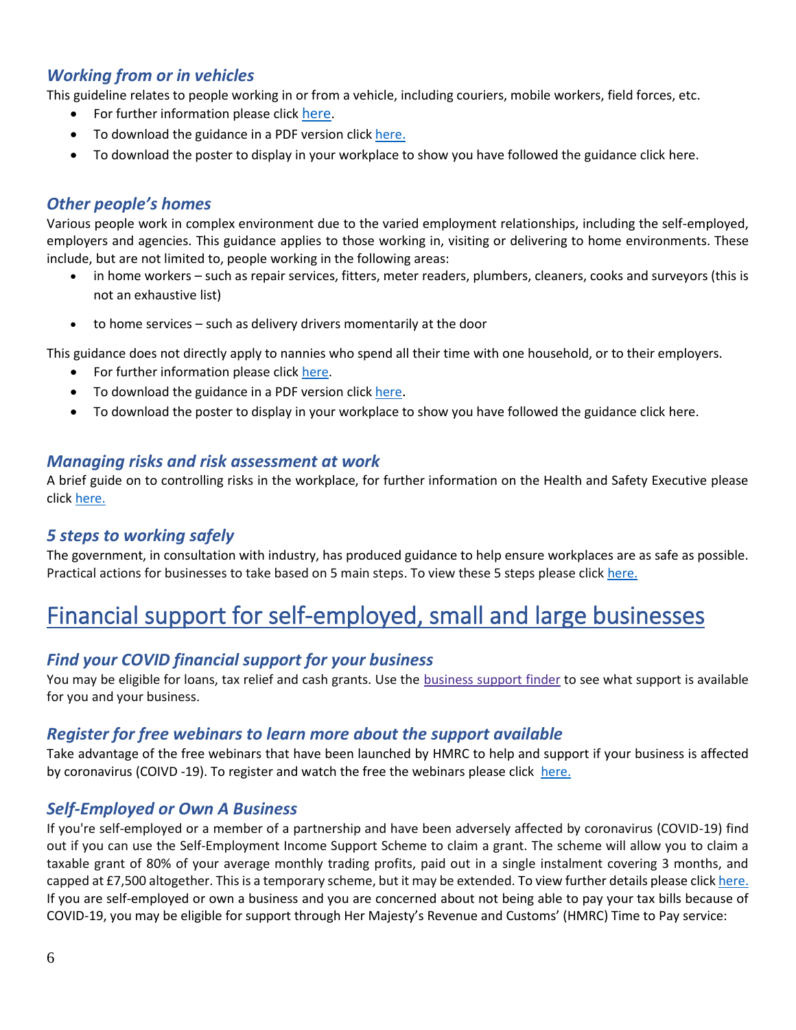### *Working from or in vehicles*

This guideline relates to people working in or from a vehicle, including couriers, mobile workers, field forces, etc.

- For further information please click here.
- To download the guidance in a PDF version click here.
- To download the poster to display in your workplace to show you have followed the guidance click here.

### *Other people's homes*

Various people work in complex environment due to the varied employment relationships, including the self-employed, employers and agencies. This guidance applies to those working in, visiting or delivering to home environments. These include, but are not limited to, people working in the following areas:

- in home workers – such as repair services, fitters, meter readers, plumbers, cleaners, cooks and surveyors (this is not an exhaustive list)
- to home services – such as delivery drivers momentarily at the door

This guidance does not directly apply to nannies who spend all their time with one household, or to their employers.

- For further information please click here.
- To download the guidance in a PDF version click here.
- To download the poster to display in your workplace to show you have followed the guidance click here.

### *Managing risks and risk assessment at work*

A brief guide on to controlling risks in the workplace, for further information on the Health and Safety Executive please click here.

### *5 steps to working safely*

The government, in consultation with industry, has produced guidance to help ensure workplaces are as safe as possible. Practical actions for businesses to take based on 5 main steps. To view these 5 steps please click here.

## Financial support for self-employed, small and large businesses

### *Find your COVID financial support for your business*

You may be eligible for loans, tax relief and cash grants. Use the business support finder to see what support is available for you and your business.

### *Register for free webinars to learn more about the support available*

Take advantage of the free webinars that have been launched by HMRC to help and support if your business is affected by coronavirus (COIVD -19). To register and watch the free the webinars please click here.

### *Self-Employed or Own A Business*

If you're self-employed or a member of a partnership and have been adversely affected by coronavirus (COVID-19) find out if you can use the Self-Employment Income Support Scheme to claim a grant. The scheme will allow you to claim a taxable grant of 80% of your average monthly trading profits, paid out in a single instalment covering 3 months, and capped at £7,500 altogether. This is a temporary scheme, but it may be extended. To view further details please click here.
If you are self-employed or own a business and you are concerned about not being able to pay your tax bills because of COVID-19, you may be eligible for support through Her Majesty's Revenue and Customs' (HMRC) Time to Pay service: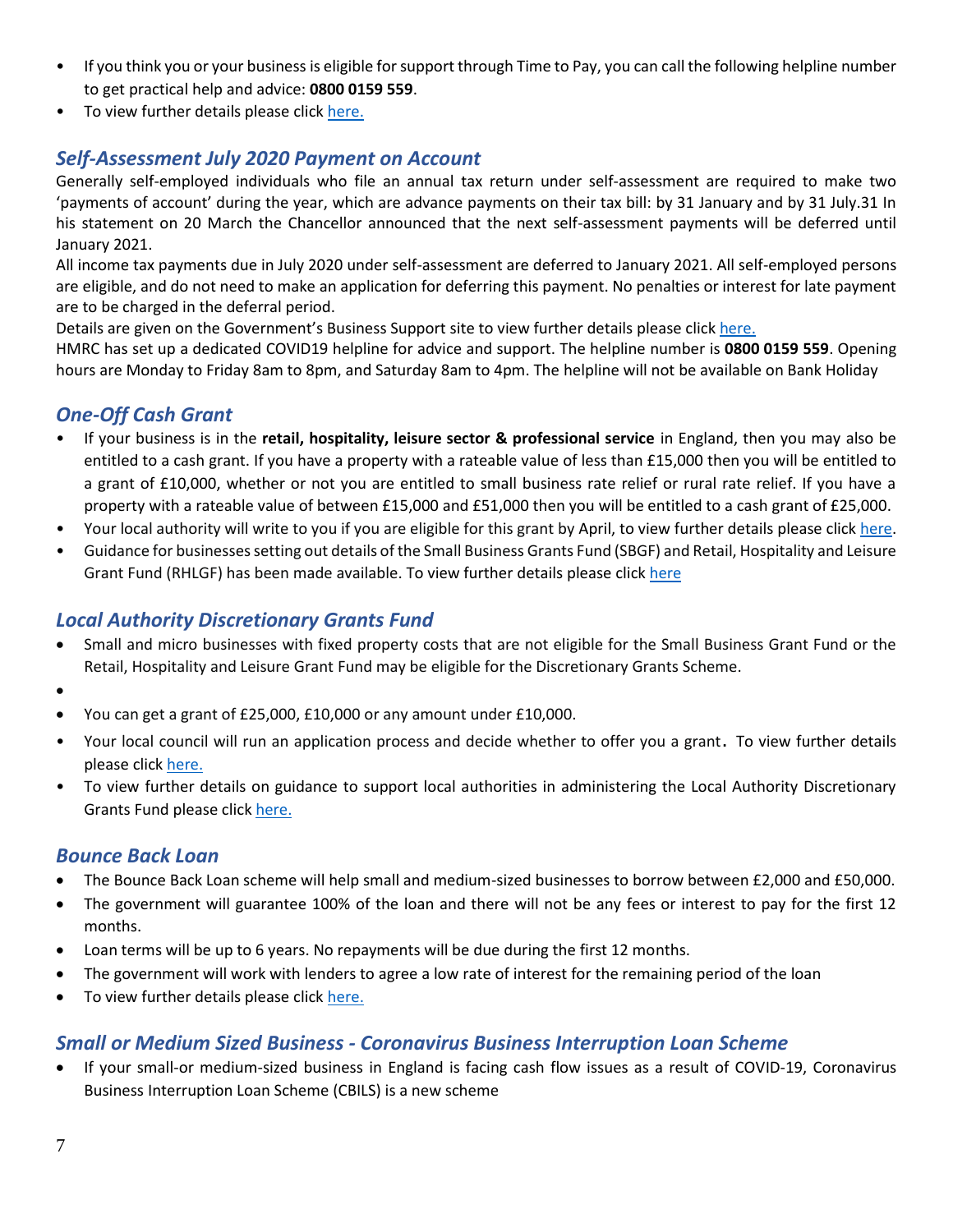- If you think you or your business is eligible for support through Time to Pay, you can call the following helpline number to get practical help and advice: **0800 0159 559**.
- To view further details please click here.

## *Self-Assessment July 2020 Payment on Account*

Generally self-employed individuals who file an annual tax return under self-assessment are required to make two 'payments of account' during the year, which are advance payments on their tax bill: by 31 January and by 31 July.31 In his statement on 20 March the Chancellor announced that the next self-assessment payments will be deferred until January 2021.

All income tax payments due in July 2020 under self-assessment are deferred to January 2021. All self-employed persons are eligible, and do not need to make an application for deferring this payment. No penalties or interest for late payment are to be charged in the deferral period.

Details are given on the Government's Business Support site to view further details please click here.

HMRC has set up a dedicated COVID19 helpline for advice and support. The helpline number is **0800 0159 559**. Opening hours are Monday to Friday 8am to 8pm, and Saturday 8am to 4pm. The helpline will not be available on Bank Holiday

## *One-Off Cash Grant*

- If your business is in the **retail, hospitality, leisure sector & professional service** in England, then you may also be entitled to a cash grant. If you have a property with a rateable value of less than £15,000 then you will be entitled to a grant of £10,000, whether or not you are entitled to small business rate relief or rural rate relief. If you have a property with a rateable value of between £15,000 and £51,000 then you will be entitled to a cash grant of £25,000.
- Your local authority will write to you if you are eligible for this grant by April, to view further details please click here.
- Guidance for businesses setting out details of the Small Business Grants Fund (SBGF) and Retail, Hospitality and Leisure Grant Fund (RHLGF) has been made available. To view further details please click here

## *Local Authority Discretionary Grants Fund*

- Small and micro businesses with fixed property costs that are not eligible for the Small Business Grant Fund or the Retail, Hospitality and Leisure Grant Fund may be eligible for the Discretionary Grants Scheme.
- You can get a grant of £25,000, £10,000 or any amount under £10,000.
- Your local council will run an application process and decide whether to offer you a grant. To view further details please click here.
- To view further details on guidance to support local authorities in administering the Local Authority Discretionary Grants Fund please click here.

## *Bounce Back Loan*

- The Bounce Back Loan scheme will help small and medium-sized businesses to borrow between £2,000 and £50,000.
- The government will guarantee 100% of the loan and there will not be any fees or interest to pay for the first 12 months.
- Loan terms will be up to 6 years. No repayments will be due during the first 12 months.
- The government will work with lenders to agree a low rate of interest for the remaining period of the loan
- To view further details please click here.

## *Small or Medium Sized Business - Coronavirus Business Interruption Loan Scheme*

- If your small-or medium-sized business in England is facing cash flow issues as a result of COVID-19, Coronavirus Business Interruption Loan Scheme (CBILS) is a new scheme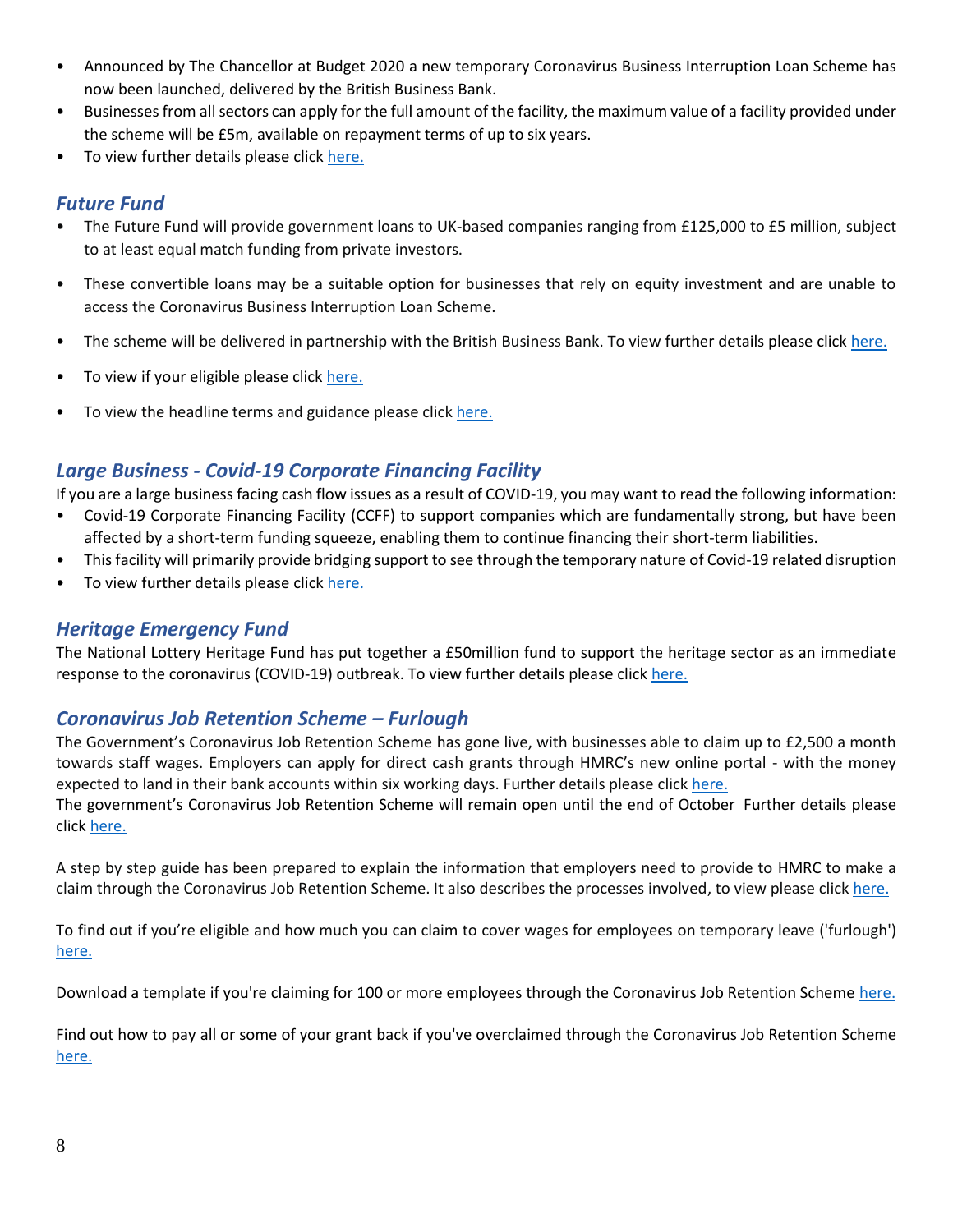- Announced by The Chancellor at Budget 2020 a new temporary Coronavirus Business Interruption Loan Scheme has now been launched, delivered by the British Business Bank.
- Businesses from all sectors can apply for the full amount of the facility, the maximum value of a facility provided under the scheme will be £5m, available on repayment terms of up to six years.
- To view further details please click here.

## *Future Fund*

- The Future Fund will provide government loans to UK-based companies ranging from £125,000 to £5 million, subject to at least equal match funding from private investors.
- These convertible loans may be a suitable option for businesses that rely on equity investment and are unable to access the Coronavirus Business Interruption Loan Scheme.
- The scheme will be delivered in partnership with the British Business Bank. To view further details please click here.
- To view if your eligible please click here.
- To view the headline terms and guidance please click here.

## *Large Business - Covid-19 Corporate Financing Facility*

If you are a large business facing cash flow issues as a result of COVID-19, you may want to read the following information:

- Covid-19 Corporate Financing Facility (CCFF) to support companies which are fundamentally strong, but have been affected by a short-term funding squeeze, enabling them to continue financing their short-term liabilities.
- This facility will primarily provide bridging support to see through the temporary nature of Covid-19 related disruption
- To view further details please click here.

## *Heritage Emergency Fund*

The National Lottery Heritage Fund has put together a £50million fund to support the heritage sector as an immediate response to the coronavirus (COVID-19) outbreak. To view further details please click here.

## *Coronavirus Job Retention Scheme – Furlough*

The Government's Coronavirus Job Retention Scheme has gone live, with businesses able to claim up to £2,500 a month towards staff wages. Employers can apply for direct cash grants through HMRC's new online portal - with the money expected to land in their bank accounts within six working days. Further details please click here.
The government's Coronavirus Job Retention Scheme will remain open until the end of October Further details please click here.

A step by step guide has been prepared to explain the information that employers need to provide to HMRC to make a claim through the Coronavirus Job Retention Scheme. It also describes the processes involved, to view please click here.

To find out if you're eligible and how much you can claim to cover wages for employees on temporary leave ('furlough') here.

Download a template if you're claiming for 100 or more employees through the Coronavirus Job Retention Scheme here.

Find out how to pay all or some of your grant back if you've overclaimed through the Coronavirus Job Retention Scheme here.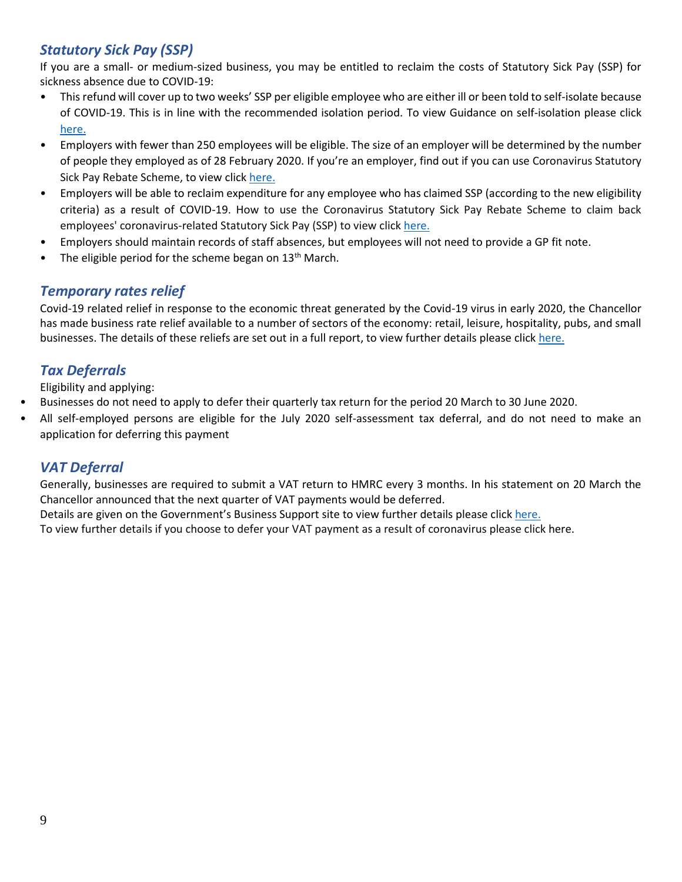## *Statutory Sick Pay (SSP)*

If you are a small- or medium-sized business, you may be entitled to reclaim the costs of Statutory Sick Pay (SSP) for sickness absence due to COVID-19:

- This refund will cover up to two weeks' SSP per eligible employee who are either ill or been told to self-isolate because of COVID-19. This is in line with the recommended isolation period. To view Guidance on self-isolation please click here.
- Employers with fewer than 250 employees will be eligible. The size of an employer will be determined by the number of people they employed as of 28 February 2020. If you're an employer, find out if you can use Coronavirus Statutory Sick Pay Rebate Scheme, to view click here.
- Employers will be able to reclaim expenditure for any employee who has claimed SSP (according to the new eligibility criteria) as a result of COVID-19. How to use the Coronavirus Statutory Sick Pay Rebate Scheme to claim back employees' coronavirus-related Statutory Sick Pay (SSP) to view click here.
- Employers should maintain records of staff absences, but employees will not need to provide a GP fit note.
- The eligible period for the scheme began on 13th March.

## *Temporary rates relief*

Covid-19 related relief in response to the economic threat generated by the Covid-19 virus in early 2020, the Chancellor has made business rate relief available to a number of sectors of the economy: retail, leisure, hospitality, pubs, and small businesses. The details of these reliefs are set out in a full report, to view further details please click here.

## *Tax Deferrals*

Eligibility and applying:

- Businesses do not need to apply to defer their quarterly tax return for the period 20 March to 30 June 2020.
- All self-employed persons are eligible for the July 2020 self-assessment tax deferral, and do not need to make an application for deferring this payment

## *VAT Deferral*

Generally, businesses are required to submit a VAT return to HMRC every 3 months. In his statement on 20 March the Chancellor announced that the next quarter of VAT payments would be deferred.

Details are given on the Government's Business Support site to view further details please click here.

To view further details if you choose to defer your VAT payment as a result of coronavirus please click here.